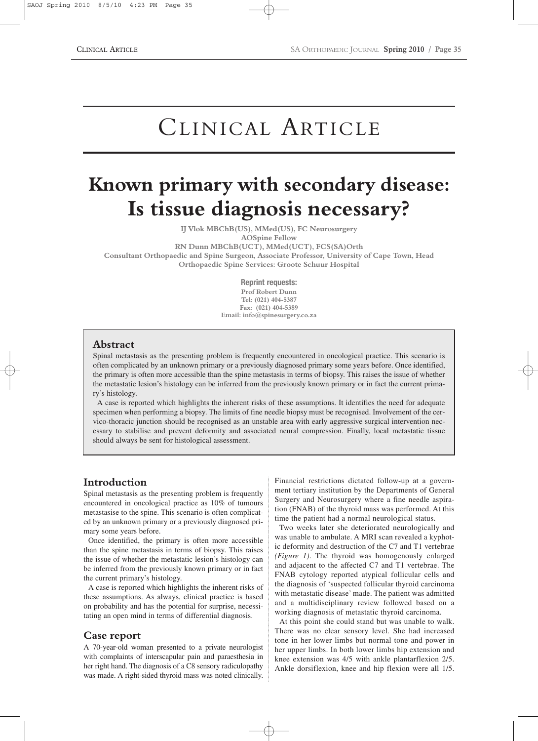# Clinical Article

# Known primary with secondary disease: Is tissue diagnosis necessary?

**IJ Vlok MBChB(US), MMed(US), FC Neurosurgery**
**AOSpine Fellow**
**RN Dunn MBChB(UCT), MMed(UCT), FCS(SA)Orth**
**Consultant Orthopaedic and Spine Surgeon, Associate Professor, University of Cape Town, Head Orthopaedic Spine Services: Groote Schuur Hospital**

**Reprint requests:**
**Prof Robert Dunn**
**Tel: (021) 404-5387**
**Fax: (021) 404-5389**
**Email: info@spinesurgery.co.za**

## Abstract

Spinal metastasis as the presenting problem is frequently encountered in oncological practice. This scenario is often complicated by an unknown primary or a previously diagnosed primary some years before. Once identified, the primary is often more accessible than the spine metastasis in terms of biopsy. This raises the issue of whether the metastatic lesion's histology can be inferred from the previously known primary or in fact the current primary's histology.

A case is reported which highlights the inherent risks of these assumptions. It identifies the need for adequate specimen when performing a biopsy. The limits of fine needle biopsy must be recognised. Involvement of the cervico-thoracic junction should be recognised as an unstable area with early aggressive surgical intervention necessary to stabilise and prevent deformity and associated neural compression. Finally, local metastatic tissue should always be sent for histological assessment.

## Introduction

Spinal metastasis as the presenting problem is frequently encountered in oncological practice as 10% of tumours metastasise to the spine. This scenario is often complicated by an unknown primary or a previously diagnosed primary some years before.

Once identified, the primary is often more accessible than the spine metastasis in terms of biopsy. This raises the issue of whether the metastatic lesion's histology can be inferred from the previously known primary or in fact the current primary's histology.

A case is reported which highlights the inherent risks of these assumptions. As always, clinical practice is based on probability and has the potential for surprise, necessitating an open mind in terms of differential diagnosis.

## Case report

A 70-year-old woman presented to a private neurologist with complaints of interscapular pain and paraesthesia in her right hand. The diagnosis of a C8 sensory radiculopathy was made. A right-sided thyroid mass was noted clinically. Financial restrictions dictated follow-up at a government tertiary institution by the Departments of General Surgery and Neurosurgery where a fine needle aspiration (FNAB) of the thyroid mass was performed. At this time the patient had a normal neurological status.

Two weeks later she deteriorated neurologically and was unable to ambulate. A MRI scan revealed a kyphotic deformity and destruction of the C7 and T1 vertebrae *(Figure 1)*. The thyroid was homogenously enlarged and adjacent to the affected C7 and T1 vertebrae. The FNAB cytology reported atypical follicular cells and the diagnosis of 'suspected follicular thyroid carcinoma with metastatic disease' made. The patient was admitted and a multidisciplinary review followed based on a working diagnosis of metastatic thyroid carcinoma.

At this point she could stand but was unable to walk. There was no clear sensory level. She had increased tone in her lower limbs but normal tone and power in her upper limbs. In both lower limbs hip extension and knee extension was 4/5 with ankle plantarflexion 2/5. Ankle dorsiflexion, knee and hip flexion were all 1/5.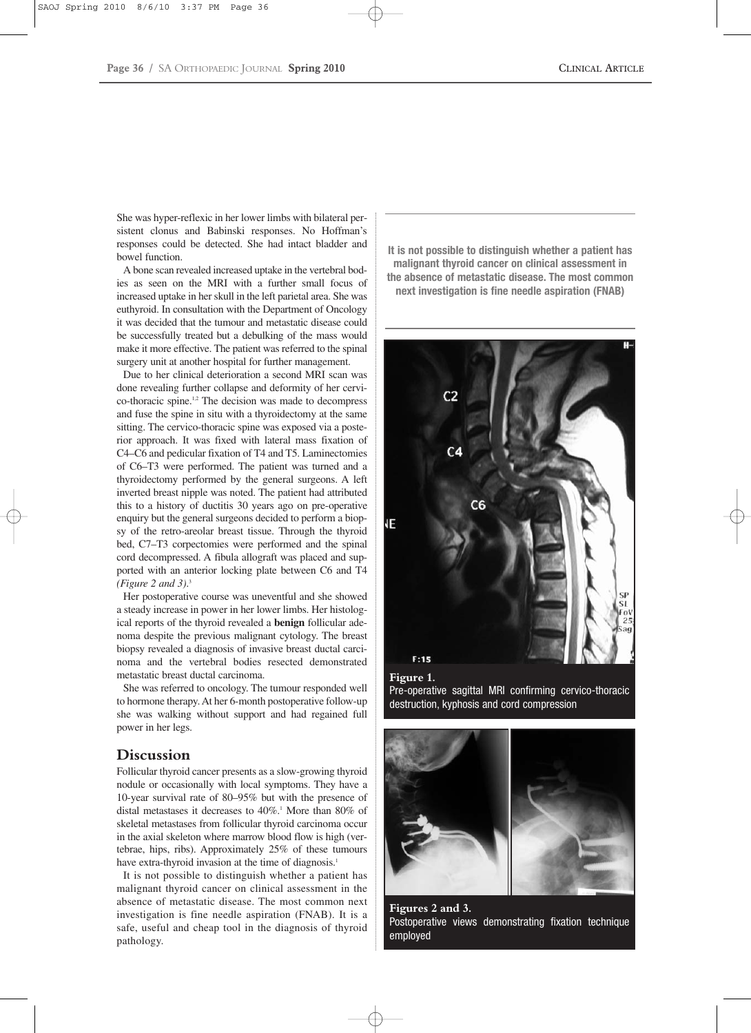She was hyper-reflexic in her lower limbs with bilateral persistent clonus and Babinski responses. No Hoffman's responses could be detected. She had intact bladder and bowel function.

A bone scan revealed increased uptake in the vertebral bodies as seen on the MRI with a further small focus of increased uptake in her skull in the left parietal area. She was euthyroid. In consultation with the Department of Oncology it was decided that the tumour and metastatic disease could be successfully treated but a debulking of the mass would make it more effective. The patient was referred to the spinal surgery unit at another hospital for further management.

Due to her clinical deterioration a second MRI scan was done revealing further collapse and deformity of her cervico-thoracic spine.[1,2] The decision was made to decompress and fuse the spine in situ with a thyroidectomy at the same sitting. The cervico-thoracic spine was exposed via a posterior approach. It was fixed with lateral mass fixation of C4–C6 and pedicular fixation of T4 and T5. Laminectomies of C6–T3 were performed. The patient was turned and a thyroidectomy performed by the general surgeons. A left inverted breast nipple was noted. The patient had attributed this to a history of ductitis 30 years ago on pre-operative enquiry but the general surgeons decided to perform a biopsy of the retro-areolar breast tissue. Through the thyroid bed, C7–T3 corpectomies were performed and the spinal cord decompressed. A fibula allograft was placed and supported with an anterior locking plate between C6 and T4 *(Figure 2 and 3)*.[3]

Her postoperative course was uneventful and she showed a steady increase in power in her lower limbs. Her histological reports of the thyroid revealed a **benign** follicular adenoma despite the previous malignant cytology. The breast biopsy revealed a diagnosis of invasive breast ductal carcinoma and the vertebral bodies resected demonstrated metastatic breast ductal carcinoma.

She was referred to oncology. The tumour responded well to hormone therapy. At her 6-month postoperative follow-up she was walking without support and had regained full power in her legs.

## Discussion

Follicular thyroid cancer presents as a slow-growing thyroid nodule or occasionally with local symptoms. They have a 10-year survival rate of 80–95% but with the presence of distal metastases it decreases to 40%.[1] More than 80% of skeletal metastases from follicular thyroid carcinoma occur in the axial skeleton where marrow blood flow is high (vertebrae, hips, ribs). Approximately 25% of these tumours have extra-thyroid invasion at the time of diagnosis.[1]

It is not possible to distinguish whether a patient has malignant thyroid cancer on clinical assessment in the absence of metastatic disease. The most common next investigation is fine needle aspiration (FNAB). It is a safe, useful and cheap tool in the diagnosis of thyroid pathology.

**It is not possible to distinguish whether a patient has malignant thyroid cancer on clinical assessment in the absence of metastatic disease. The most common next investigation is fine needle aspiration (FNAB)**

**Figure 1.**
Pre-operative sagittal MRI confirming cervico-thoracic destruction, kyphosis and cord compression

**Figures 2 and 3.**
Postoperative views demonstrating fixation technique employed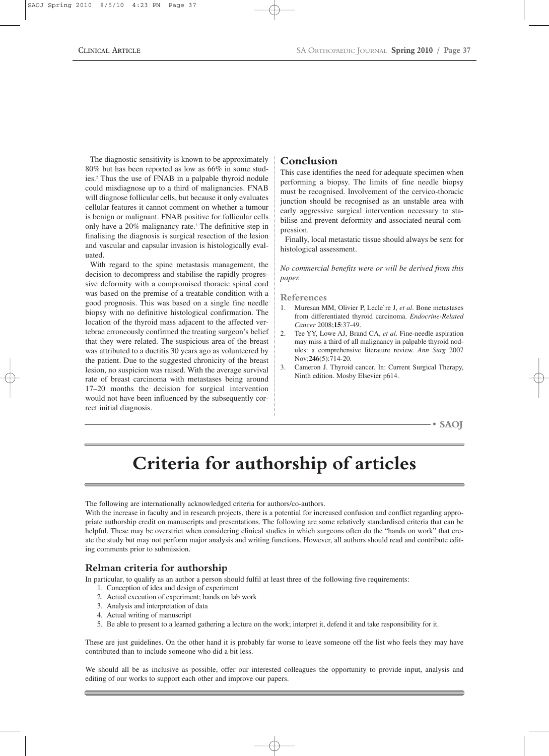The diagnostic sensitivity is known to be approximately 80% but has been reported as low as 66% in some studies.[2] Thus the use of FNAB in a palpable thyroid nodule could misdiagnose up to a third of malignancies. FNAB will diagnose follicular cells, but because it only evaluates cellular features it cannot comment on whether a tumour is benign or malignant. FNAB positive for follicular cells only have a 20% malignancy rate.[3] The definitive step in finalising the diagnosis is surgical resection of the lesion and vascular and capsular invasion is histologically evaluated.

With regard to the spine metastasis management, the decision to decompress and stabilise the rapidly progressive deformity with a compromised thoracic spinal cord was based on the premise of a treatable condition with a good prognosis. This was based on a single fine needle biopsy with no definitive histological confirmation. The location of the thyroid mass adjacent to the affected vertebrae erroneously confirmed the treating surgeon's belief that they were related. The suspicious area of the breast was attributed to a ductitis 30 years ago as volunteered by the patient. Due to the suggested chronicity of the breast lesion, no suspicion was raised. With the average survival rate of breast carcinoma with metastases being around 17–20 months the decision for surgical intervention would not have been influenced by the subsequently correct initial diagnosis.

## Conclusion

This case identifies the need for adequate specimen when performing a biopsy. The limits of fine needle biopsy must be recognised. Involvement of the cervico-thoracic junction should be recognised as an unstable area with early aggressive surgical intervention necessary to stabilise and prevent deformity and associated neural compression.

Finally, local metastatic tissue should always be sent for histological assessment.

*No commercial benefits were or will be derived from this paper.*

### References

1. Muresan MM, Olivier P, Lecle`re J, *et al*. Bone metastases from differentiated thyroid carcinoma. *Endocrine-Related Cancer* 2008;**15**:37-49.
2. Tee YY, Lowe AJ, Brand CA, *et al*. Fine-needle aspiration may miss a third of all malignancy in palpable thyroid nodules: a comprehensive literature review. *Ann Surg* 2007 Nov;**246**(5):714-20.
3. Cameron J. Thyroid cancer. In: Current Surgical Therapy, Ninth edition. Mosby Elsevier p614.

• SAOJ

# Criteria for authorship of articles

The following are internationally acknowledged criteria for authors/co-authors.

With the increase in faculty and in research projects, there is a potential for increased confusion and conflict regarding appropriate authorship credit on manuscripts and presentations. The following are some relatively standardised criteria that can be helpful. These may be overstrict when considering clinical studies in which surgeons often do the "hands on work" that create the study but may not perform major analysis and writing functions. However, all authors should read and contribute editing comments prior to submission.

## Relman criteria for authorship

In particular, to qualify as an author a person should fulfil at least three of the following five requirements:

1. Conception of idea and design of experiment
2. Actual execution of experiment; hands on lab work
3. Analysis and interpretation of data
4. Actual writing of manuscript
5. Be able to present to a learned gathering a lecture on the work; interpret it, defend it and take responsibility for it.

These are just guidelines. On the other hand it is probably far worse to leave someone off the list who feels they may have contributed than to include someone who did a bit less.

We should all be as inclusive as possible, offer our interested colleagues the opportunity to provide input, analysis and editing of our works to support each other and improve our papers.